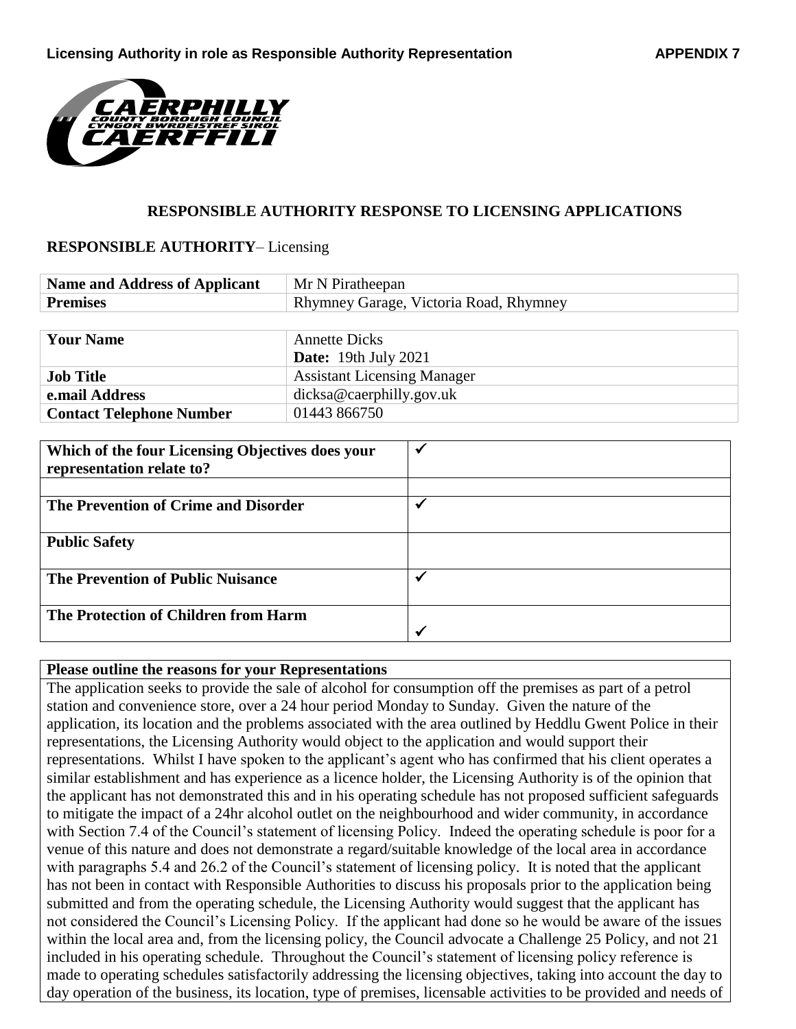**Licensing Authority in role as Responsible Authority Representation** **APPENDIX 7**

## RESPONSIBLE AUTHORITY RESPONSE TO LICENSING APPLICATIONS

**RESPONSIBLE AUTHORITY**– Licensing

| **Name and Address of Applicant** | Mr N Piratheepan |
|---|---|
| **Premises** | Rhymney Garage, Victoria Road, Rhymney |

| **Your Name** | Annette Dicks<br>**Date:** 19th July 2021 |
|---|---|
| **Job Title** | Assistant Licensing Manager |
| **e.mail Address** | dicksa@caerphilly.gov.uk |
| **Contact Telephone Number** | 01443 866750 |

| **Which of the four Licensing Objectives does your representation relate to?** | ✓ |
|---|---|
| | |
| **The Prevention of Crime and Disorder** | ✓ |
| **Public Safety** | |
| **The Prevention of Public Nuisance** | ✓ |
| **The Protection of Children from Harm** | ✓ |

**Please outline the reasons for your Representations**

The application seeks to provide the sale of alcohol for consumption off the premises as part of a petrol station and convenience store, over a 24 hour period Monday to Sunday. Given the nature of the application, its location and the problems associated with the area outlined by Heddlu Gwent Police in their representations, the Licensing Authority would object to the application and would support their representations. Whilst I have spoken to the applicant's agent who has confirmed that his client operates a similar establishment and has experience as a licence holder, the Licensing Authority is of the opinion that the applicant has not demonstrated this and in his operating schedule has not proposed sufficient safeguards to mitigate the impact of a 24hr alcohol outlet on the neighbourhood and wider community, in accordance with Section 7.4 of the Council's statement of licensing Policy. Indeed the operating schedule is poor for a venue of this nature and does not demonstrate a regard/suitable knowledge of the local area in accordance with paragraphs 5.4 and 26.2 of the Council's statement of licensing policy. It is noted that the applicant has not been in contact with Responsible Authorities to discuss his proposals prior to the application being submitted and from the operating schedule, the Licensing Authority would suggest that the applicant has not considered the Council's Licensing Policy. If the applicant had done so he would be aware of the issues within the local area and, from the licensing policy, the Council advocate a Challenge 25 Policy, and not 21 included in his operating schedule. Throughout the Council's statement of licensing policy reference is made to operating schedules satisfactorily addressing the licensing objectives, taking into account the day to day operation of the business, its location, type of premises, licensable activities to be provided and needs of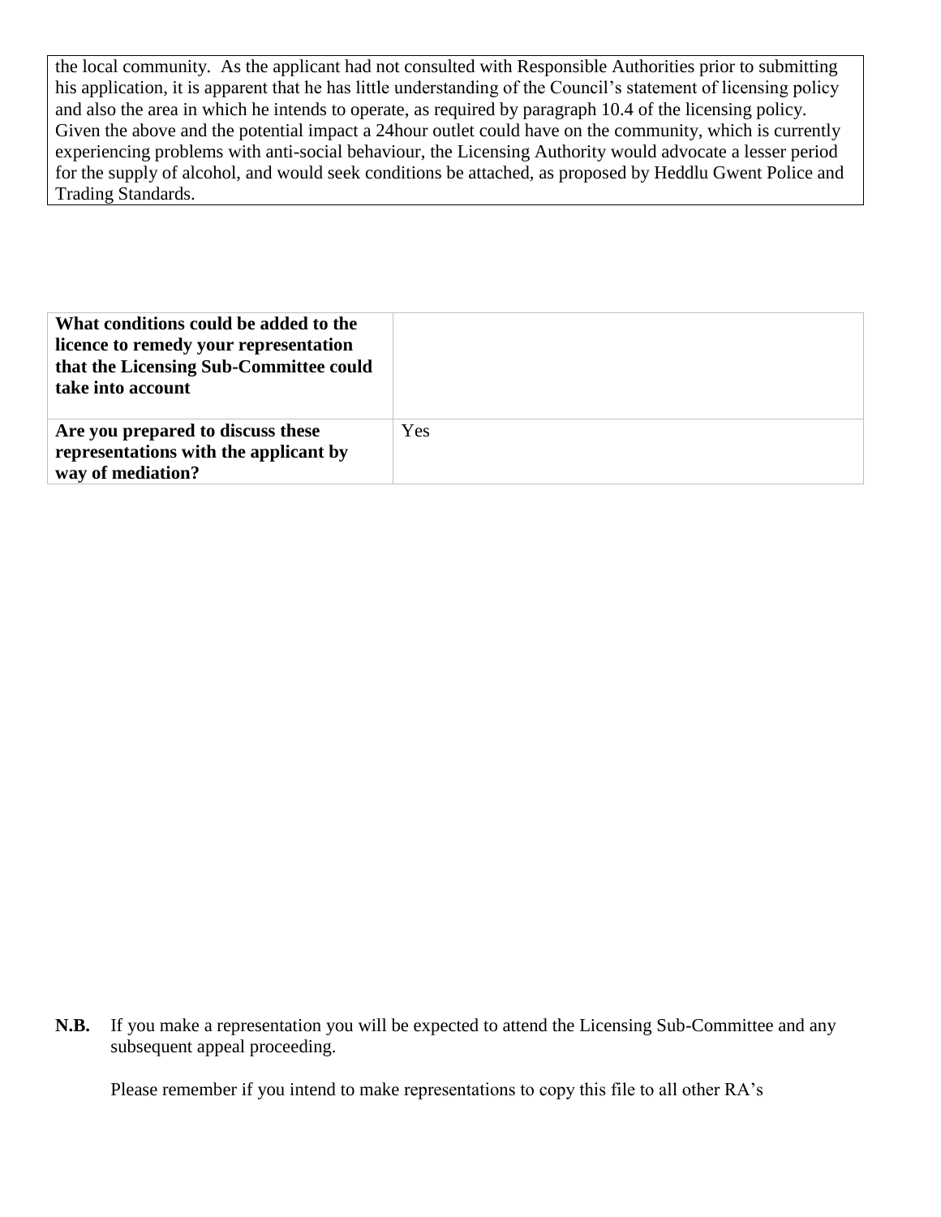| |
|---|
| the local community. As the applicant had not consulted with Responsible Authorities prior to submitting his application, it is apparent that he has little understanding of the Council's statement of licensing policy and also the area in which he intends to operate, as required by paragraph 10.4 of the licensing policy. Given the above and the potential impact a 24hour outlet could have on the community, which is currently experiencing problems with anti-social behaviour, the Licensing Authority would advocate a lesser period for the supply of alcohol, and would seek conditions be attached, as proposed by Heddlu Gwent Police and Trading Standards. |

| | |
|---|---|
| **What conditions could be added to the licence to remedy your representation that the Licensing Sub-Committee could take into account** | |
| **Are you prepared to discuss these representations with the applicant by way of mediation?** | Yes |

**N.B.** If you make a representation you will be expected to attend the Licensing Sub-Committee and any subsequent appeal proceeding.

Please remember if you intend to make representations to copy this file to all other RA's